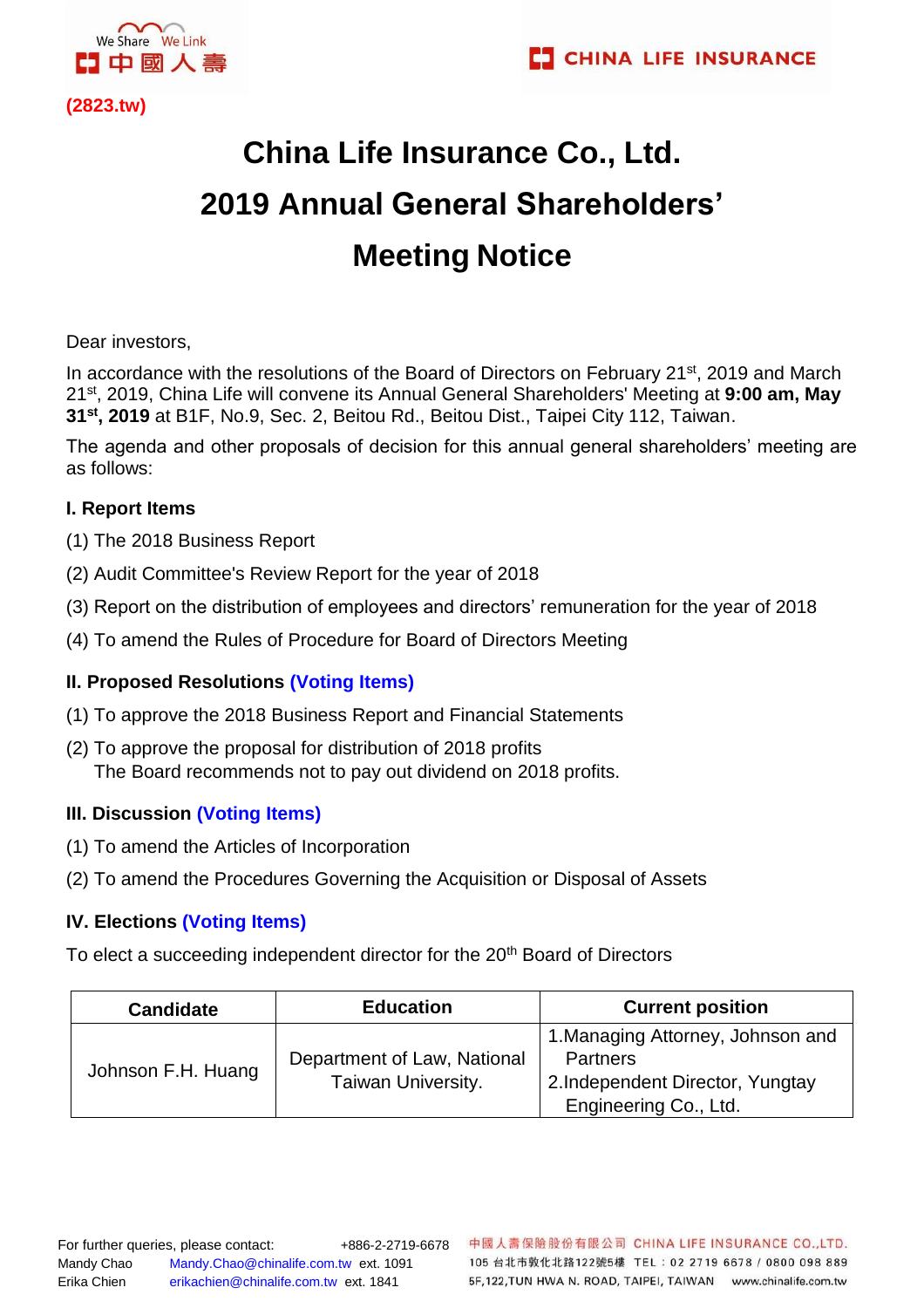We Share We Link
中國人壽

CHINA LIFE INSURANCE

**(2823.tw)**

# China Life Insurance Co., Ltd.
# 2019 Annual General Shareholders' Meeting Notice

Dear investors,

In accordance with the resolutions of the Board of Directors on February 21st, 2019 and March 21st, 2019, China Life will convene its Annual General Shareholders' Meeting at **9:00 am, May 31st, 2019** at B1F, No.9, Sec. 2, Beitou Rd., Beitou Dist., Taipei City 112, Taiwan.

The agenda and other proposals of decision for this annual general shareholders' meeting are as follows:

### I. Report Items

(1) The 2018 Business Report

(2) Audit Committee's Review Report for the year of 2018

(3) Report on the distribution of employees and directors' remuneration for the year of 2018

(4) To amend the Rules of Procedure for Board of Directors Meeting

### II. Proposed Resolutions (Voting Items)

(1) To approve the 2018 Business Report and Financial Statements

(2) To approve the proposal for distribution of 2018 profits
The Board recommends not to pay out dividend on 2018 profits.

### III. Discussion (Voting Items)

(1) To amend the Articles of Incorporation

(2) To amend the Procedures Governing the Acquisition or Disposal of Assets

### IV. Elections (Voting Items)

To elect a succeeding independent director for the 20th Board of Directors

| Candidate | Education | Current position |
|---|---|---|
| Johnson F.H. Huang | Department of Law, National Taiwan University. | 1.Managing Attorney, Johnson and Partners<br>2.Independent Director, Yungtay Engineering Co., Ltd. |

For further queries, please contact: +886-2-2719-6678
Mandy Chao Mandy.Chao@chinalife.com.tw ext. 1091
Erika Chien erikachien@chinalife.com.tw ext. 1841

中國人壽保險股份有限公司 CHINA LIFE INSURANCE CO.,LTD.
105 台北市敦化北路122號5樓 TEL：02 2719 6678 / 0800 098 889
5F,122,TUN HWA N. ROAD, TAIPEI, TAIWAN www.chinalife.com.tw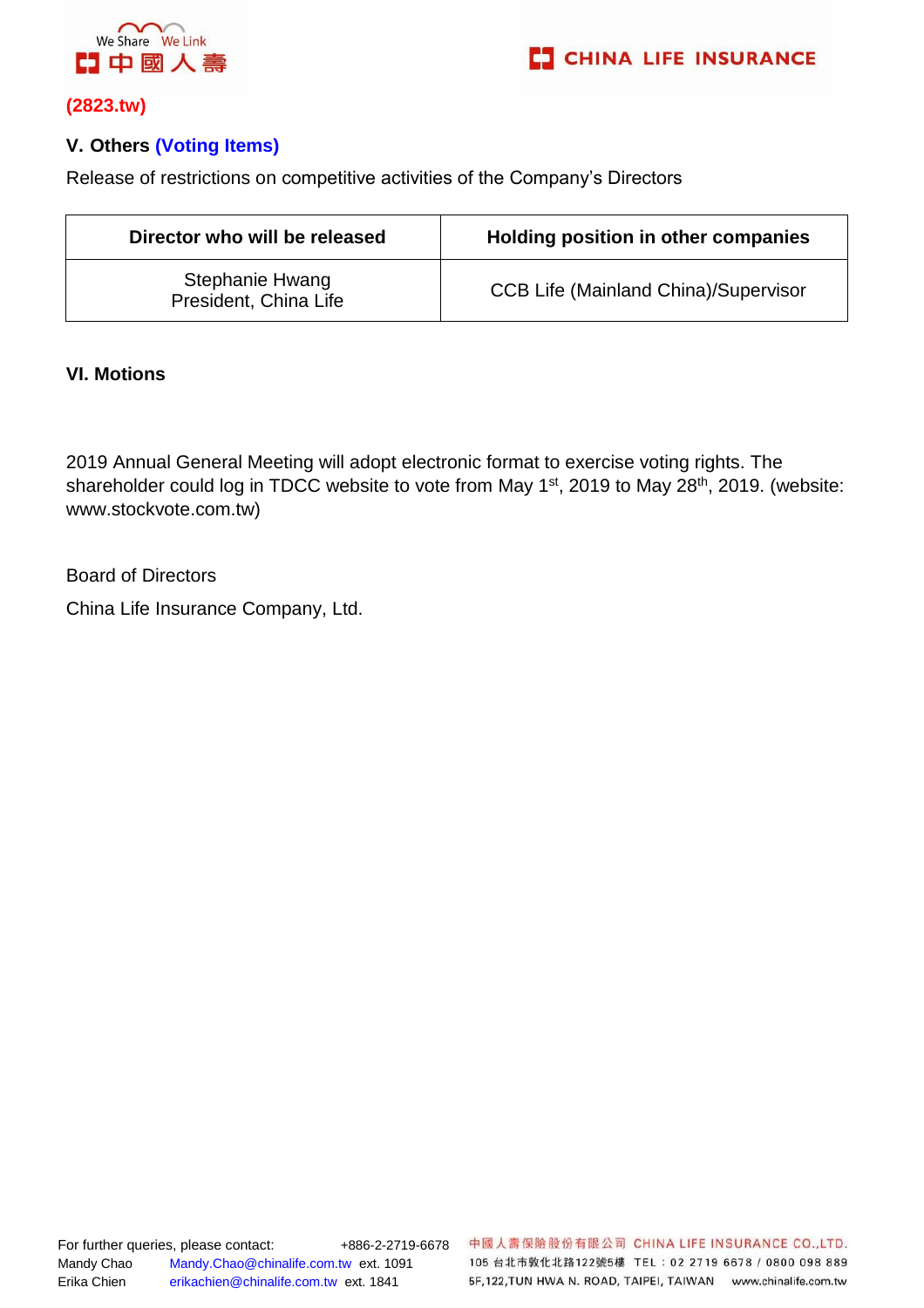(2823.tw)

## V. Others (Voting Items)

Release of restrictions on competitive activities of the Company's Directors

| Director who will be released | Holding position in other companies |
|---|---|
| Stephanie Hwang<br>President, China Life | CCB Life (Mainland China)/Supervisor |

## VI. Motions

2019 Annual General Meeting will adopt electronic format to exercise voting rights. The shareholder could log in TDCC website to vote from May 1st, 2019 to May 28th, 2019. (website: www.stockvote.com.tw)

Board of Directors

China Life Insurance Company, Ltd.

For further queries, please contact: +886-2-2719-6678

Mandy Chao Mandy.Chao@chinalife.com.tw ext. 1091

Erika Chien erikachien@chinalife.com.tw ext. 1841

中國人壽保險股份有限公司 CHINA LIFE INSURANCE CO.,LTD.

105 台北市敦化北路122號5樓 TEL：02 2719 6678 / 0800 098 889

5F,122,TUN HWA N. ROAD, TAIPEI, TAIWAN www.chinalife.com.tw